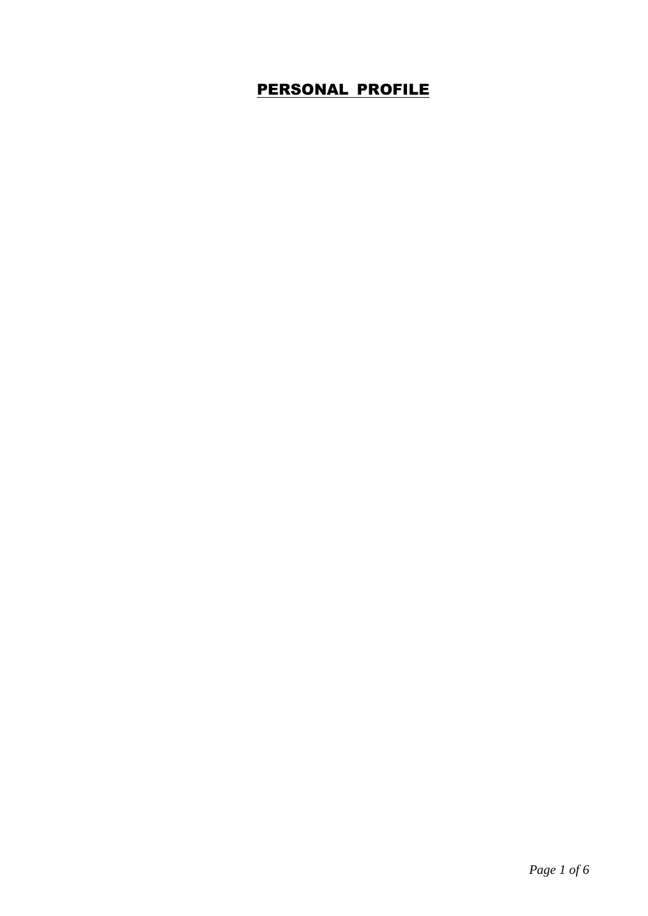# PERSONAL PROFILE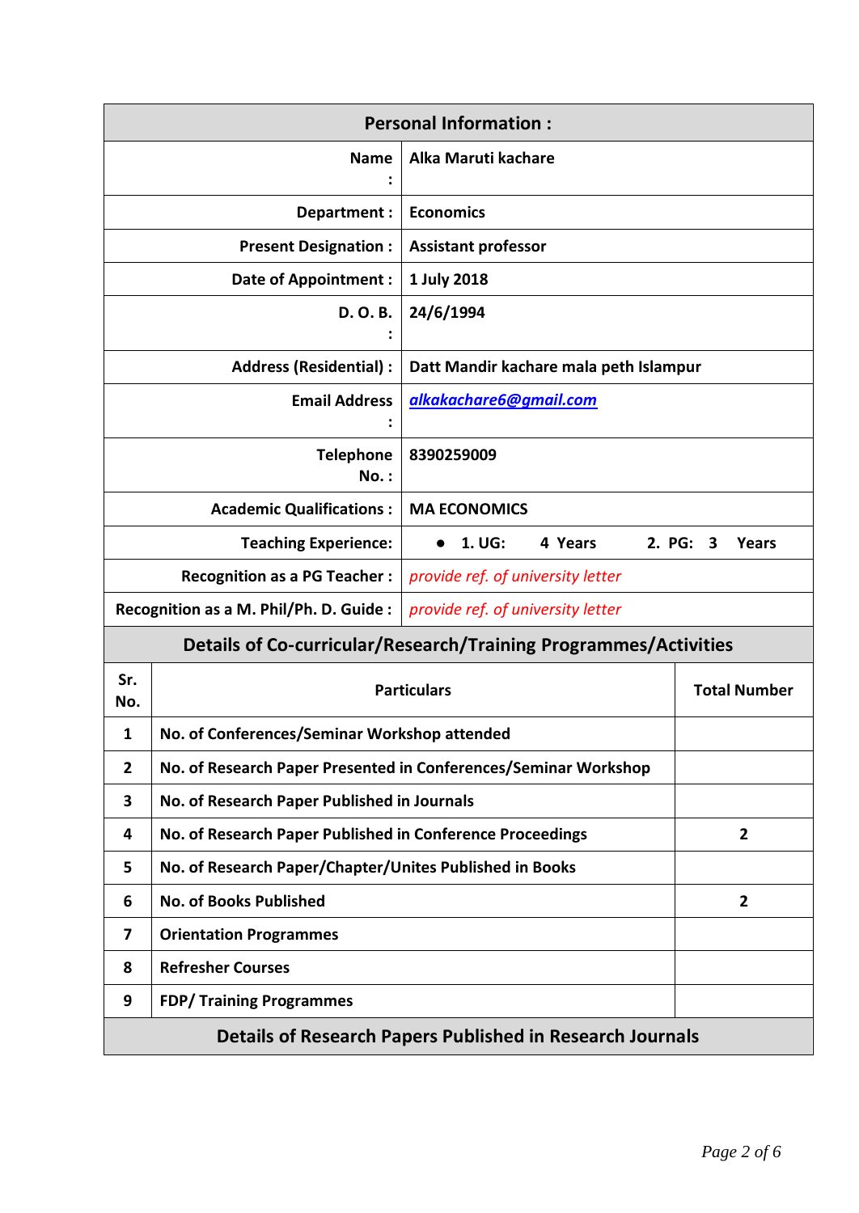| Personal Information : | |
|---|---|
| **Name :** | **Alka Maruti kachare** |
| **Department :** | **Economics** |
| **Present Designation :** | **Assistant professor** |
| **Date of Appointment :** | **1 July 2018** |
| **D. O. B. :** | **24/6/1994** |
| **Address (Residential) :** | **Datt Mandir kachare mala peth Islampur** |
| **Email Address :** | ***alkakachare6@gmail.com*** |
| **Telephone No. :** | **8390259009** |
| **Academic Qualifications :** | **MA ECONOMICS** |
| **Teaching Experience:** | • **1. UG: 4 Years 2. PG: 3 Years** |
| **Recognition as a PG Teacher :** | *provide ref. of university letter* |
| **Recognition as a M. Phil/Ph. D. Guide :** | *provide ref. of university letter* |

## Details of Co-curricular/Research/Training Programmes/Activities

| Sr. No. | Particulars | Total Number |
|---|---|---|
| 1 | No. of Conferences/Seminar Workshop attended | |
| 2 | No. of Research Paper Presented in Conferences/Seminar Workshop | |
| 3 | No. of Research Paper Published in Journals | |
| 4 | No. of Research Paper Published in Conference Proceedings | 2 |
| 5 | No. of Research Paper/Chapter/Unites Published in Books | |
| 6 | No. of Books Published | 2 |
| 7 | Orientation Programmes | |
| 8 | Refresher Courses | |
| 9 | FDP/ Training Programmes | |

## Details of Research Papers Published in Research Journals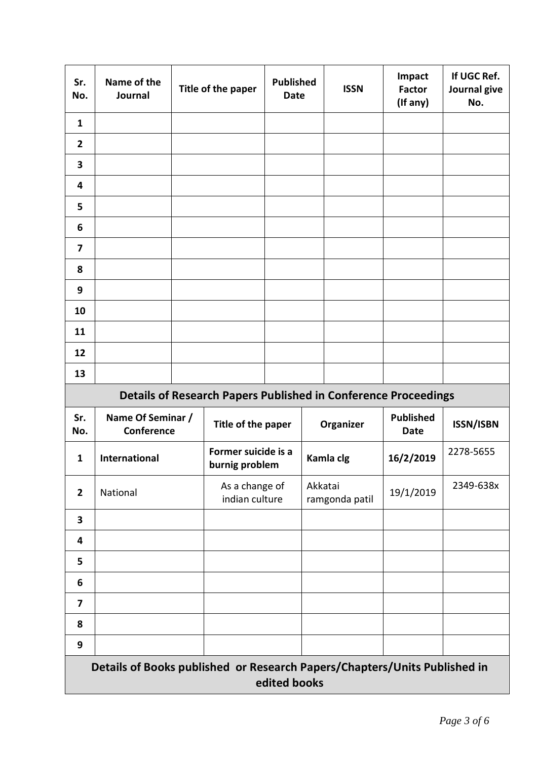| Sr. No. | Name of the Journal | Title of the paper | Published Date | ISSN | Impact Factor (If any) | If UGC Ref. Journal give No. |
|---|---|---|---|---|---|---|
| 1 | | | | | | |
| 2 | | | | | | |
| 3 | | | | | | |
| 4 | | | | | | |
| 5 | | | | | | |
| 6 | | | | | | |
| 7 | | | | | | |
| 8 | | | | | | |
| 9 | | | | | | |
| 10 | | | | | | |
| 11 | | | | | | |
| 12 | | | | | | |
| 13 | | | | | | |

## Details of Research Papers Published in Conference Proceedings

| Sr. No. | Name Of Seminar / Conference | Title of the paper | Organizer | Published Date | ISSN/ISBN |
|---|---|---|---|---|---|
| 1 | **International** | **Former suicide is a burnig problem** | **Kamla clg** | **16/2/2019** | 2278-5655 |
| 2 | National | As a change of indian culture | Akkatai ramgonda patil | 19/1/2019 | 2349-638x |
| 3 | | | | | |
| 4 | | | | | |
| 5 | | | | | |
| 6 | | | | | |
| 7 | | | | | |
| 8 | | | | | |
| 9 | | | | | |

## Details of Books published or Research Papers/Chapters/Units Published in edited books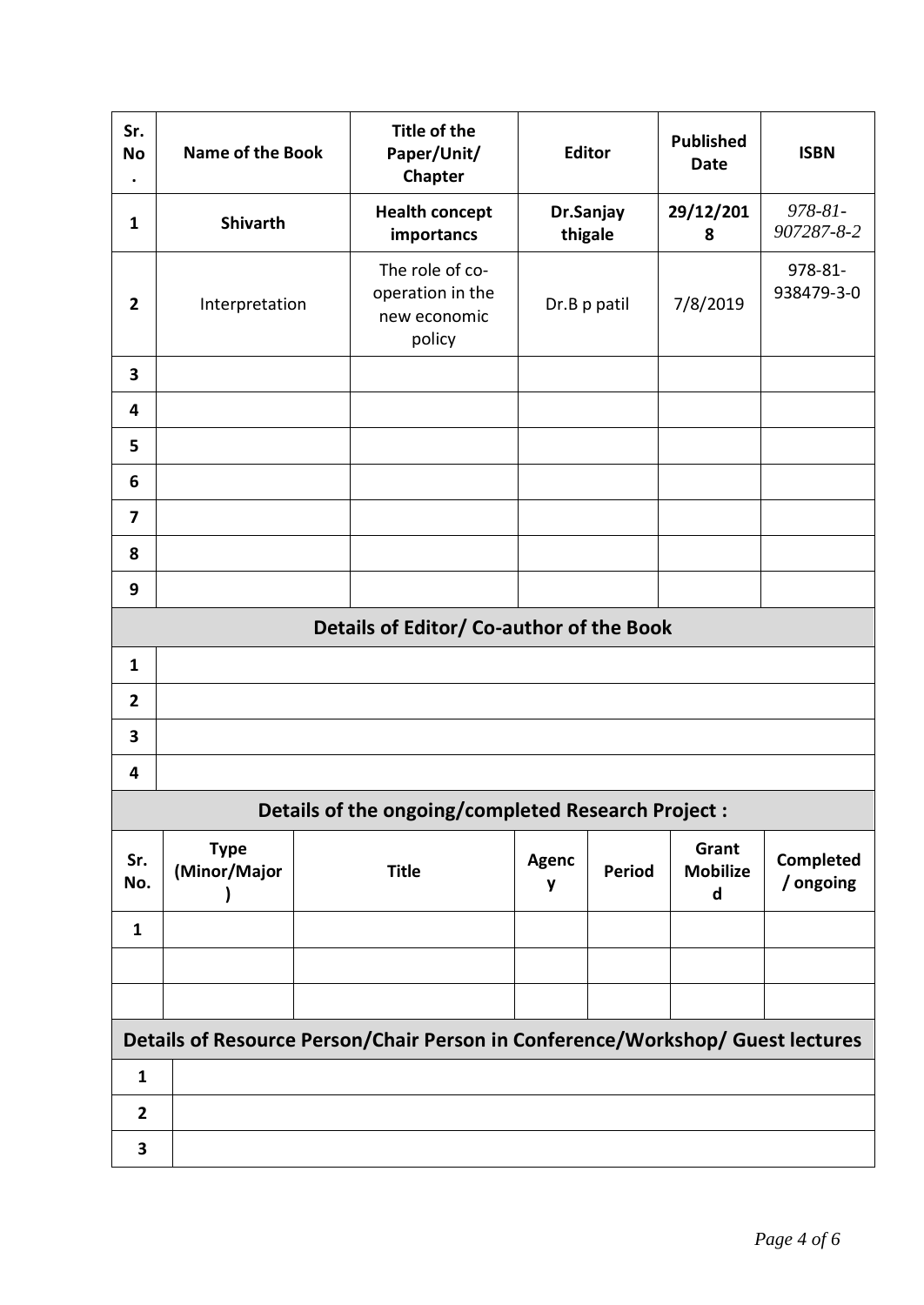| Sr. No. | Name of the Book | Title of the Paper/Unit/ Chapter | Editor | Published Date | ISBN |
|---|---|---|---|---|---|
| **1** | **Shivarth** | **Health concept importancs** | **Dr.Sanjay thigale** | **29/12/2018** | *978-81-907287-8-2* |
| **2** | Interpretation | The role of co-operation in the new economic policy | Dr.B p patil | 7/8/2019 | 978-81-938479-3-0 |
| **3** | | | | | |
| **4** | | | | | |
| **5** | | | | | |
| **6** | | | | | |
| **7** | | | | | |
| **8** | | | | | |
| **9** | | | | | |

## Details of Editor/ Co-author of the Book

| | |
|---|---|
| **1** | |
| **2** | |
| **3** | |
| **4** | |

## Details of the ongoing/completed Research Project :

| Sr. No. | Type (Minor/Major) | Title | Agency | Period | Grant Mobilized | Completed / ongoing |
|---|---|---|---|---|---|---|
| **1** | | | | | | |
| | | | | | | |
| | | | | | | |

## Details of Resource Person/Chair Person in Conference/Workshop/ Guest lectures

| | |
|---|---|
| **1** | |
| **2** | |
| **3** | |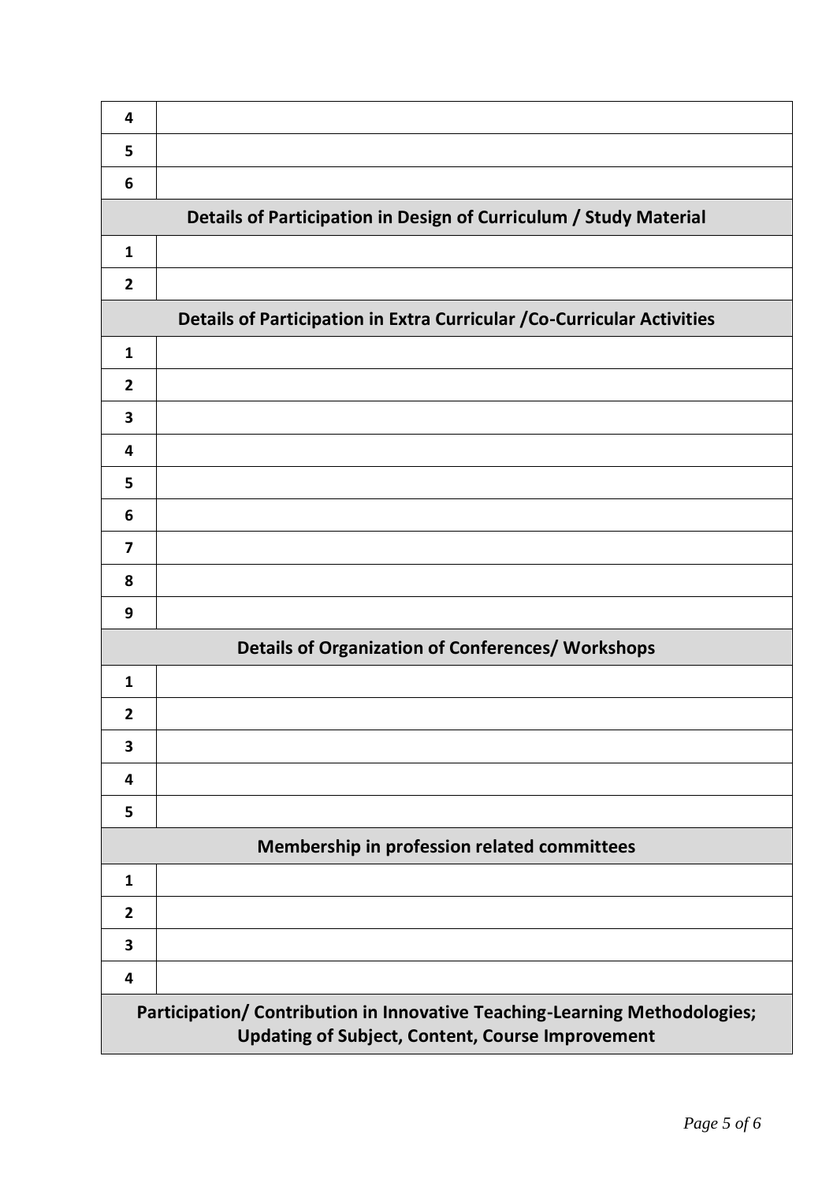| | |
|---|---|
| 4 | |
| 5 | |
| 6 | |
| **Details of Participation in Design of Curriculum / Study Material** | |
| 1 | |
| 2 | |
| **Details of Participation in Extra Curricular /Co-Curricular Activities** | |
| 1 | |
| 2 | |
| 3 | |
| 4 | |
| 5 | |
| 6 | |
| 7 | |
| 8 | |
| 9 | |
| **Details of Organization of Conferences/ Workshops** | |
| 1 | |
| 2 | |
| 3 | |
| 4 | |
| 5 | |
| **Membership in profession related committees** | |
| 1 | |
| 2 | |
| 3 | |
| 4 | |
| **Participation/ Contribution in Innovative Teaching-Learning Methodologies; Updating of Subject, Content, Course Improvement** | |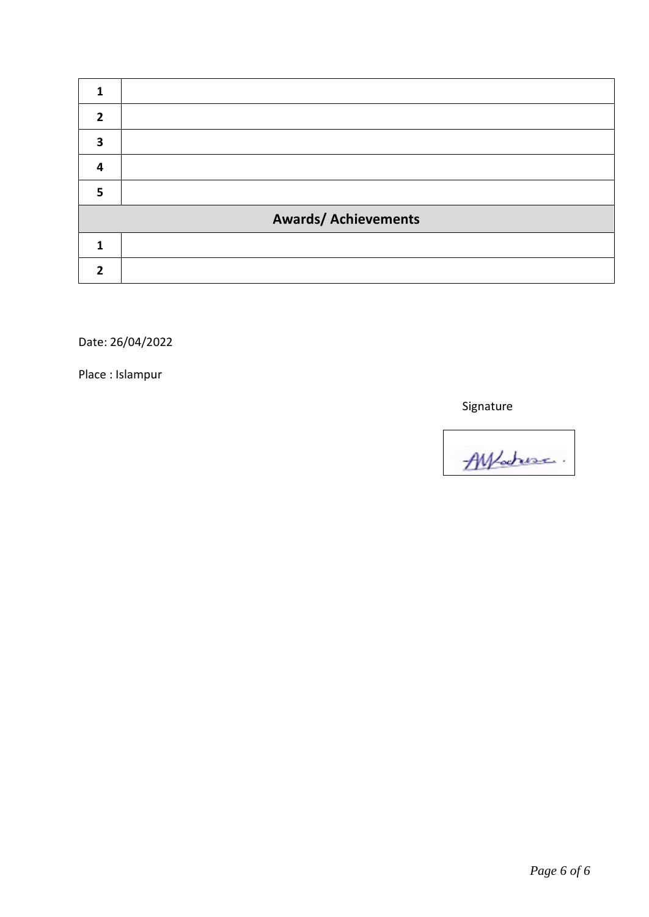| | |
|---|---|
| 1 | |
| 2 | |
| 3 | |
| 4 | |
| 5 | |
| **Awards/ Achievements** | |
| 1 | |
| 2 | |

Date: 26/04/2022

Place : Islampur

Signature